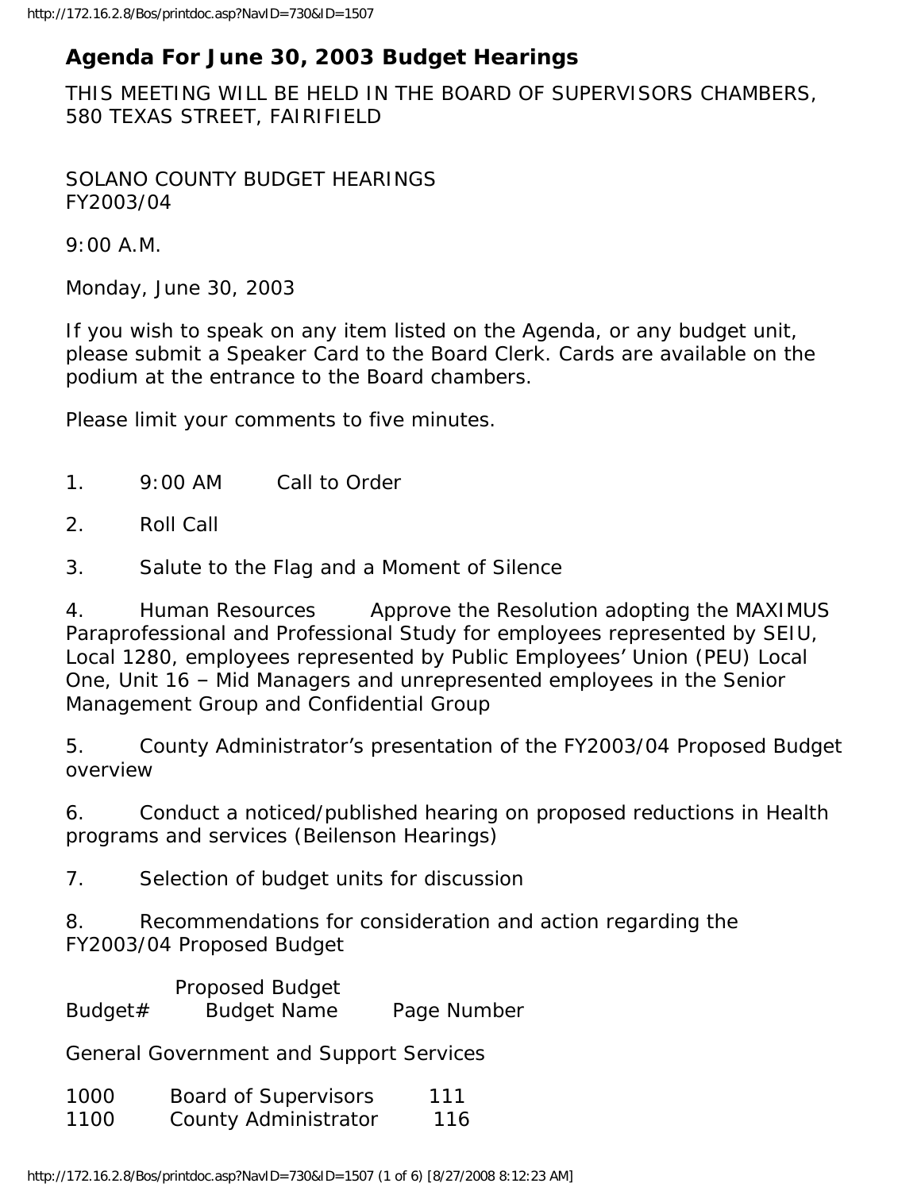# Agenda For June 30, 2003 Budget Hearings

THIS MEETING WILL BE HELD IN THE BOARD OF SUPERVISORS CHAMBERS, 580 TEXAS STREET, FAIRIFIELD

SOLANO COUNTY BUDGET HEARINGS
FY2003/04

9:00 A.M.

Monday, June 30, 2003

If you wish to speak on any item listed on the Agenda, or any budget unit, please submit a Speaker Card to the Board Clerk. Cards are available on the podium at the entrance to the Board chambers.

Please limit your comments to five minutes.

1. 9:00 AM Call to Order

2. Roll Call

3. Salute to the Flag and a Moment of Silence

4. Human Resources Approve the Resolution adopting the MAXIMUS Paraprofessional and Professional Study for employees represented by SEIU, Local 1280, employees represented by Public Employees' Union (PEU) Local One, Unit 16 – Mid Managers and unrepresented employees in the Senior Management Group and Confidential Group

5. County Administrator's presentation of the FY2003/04 Proposed Budget overview

6. Conduct a noticed/published hearing on proposed reductions in Health programs and services (Beilenson Hearings)

7. Selection of budget units for discussion

8. Recommendations for consideration and action regarding the FY2003/04 Proposed Budget

| Budget# | Budget Name | Proposed Budget Page Number |
|---|---|---|
| General Government and Support Services | | |
| 1000 | Board of Supervisors | 111 |
| 1100 | County Administrator | 116 |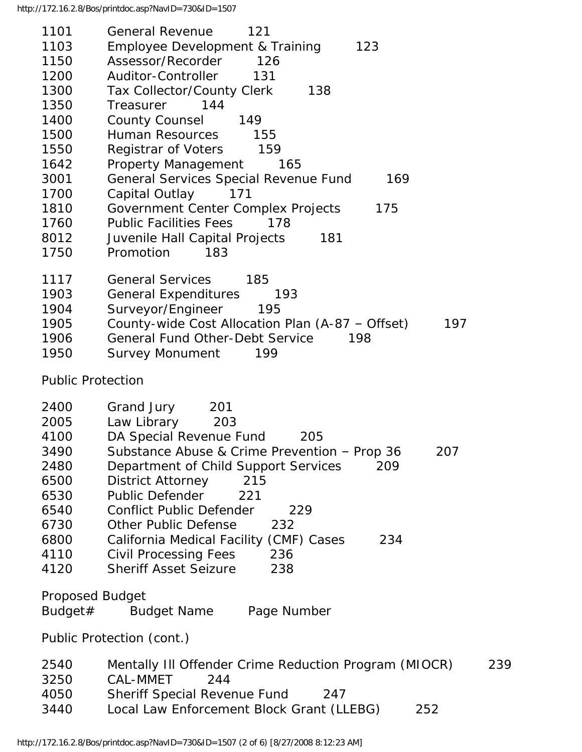| | | |
|---|---|---|
| 1101 | General Revenue | 121 |
| 1103 | Employee Development & Training | 123 |
| 1150 | Assessor/Recorder | 126 |
| 1200 | Auditor-Controller | 131 |
| 1300 | Tax Collector/County Clerk | 138 |
| 1350 | Treasurer | 144 |
| 1400 | County Counsel | 149 |
| 1500 | Human Resources | 155 |
| 1550 | Registrar of Voters | 159 |
| 1642 | Property Management | 165 |
| 3001 | General Services Special Revenue Fund | 169 |
| 1700 | Capital Outlay | 171 |
| 1810 | Government Center Complex Projects | 175 |
| 1760 | Public Facilities Fees | 178 |
| 8012 | Juvenile Hall Capital Projects | 181 |
| 1750 | Promotion | 183 |
| 1117 | General Services | 185 |
| 1903 | General Expenditures | 193 |
| 1904 | Surveyor/Engineer | 195 |
| 1905 | County-wide Cost Allocation Plan (A-87 – Offset) | 197 |
| 1906 | General Fund Other-Debt Service | 198 |
| 1950 | Survey Monument | 199 |

Public Protection

| | | |
|---|---|---|
| 2400 | Grand Jury | 201 |
| 2005 | Law Library | 203 |
| 4100 | DA Special Revenue Fund | 205 |
| 3490 | Substance Abuse & Crime Prevention – Prop 36 | 207 |
| 2480 | Department of Child Support Services | 209 |
| 6500 | District Attorney | 215 |
| 6530 | Public Defender | 221 |
| 6540 | Conflict Public Defender | 229 |
| 6730 | Other Public Defense | 232 |
| 6800 | California Medical Facility (CMF) Cases | 234 |
| 4110 | Civil Processing Fees | 236 |
| 4120 | Sheriff Asset Seizure | 238 |

Proposed Budget

| Budget# | Budget Name | Page Number |
|---|---|---|

Public Protection (cont.)

| | | |
|---|---|---|
| 2540 | Mentally Ill Offender Crime Reduction Program (MIOCR) | 239 |
| 3250 | CAL-MMET | 244 |
| 4050 | Sheriff Special Revenue Fund | 247 |
| 3440 | Local Law Enforcement Block Grant (LLEBG) | 252 |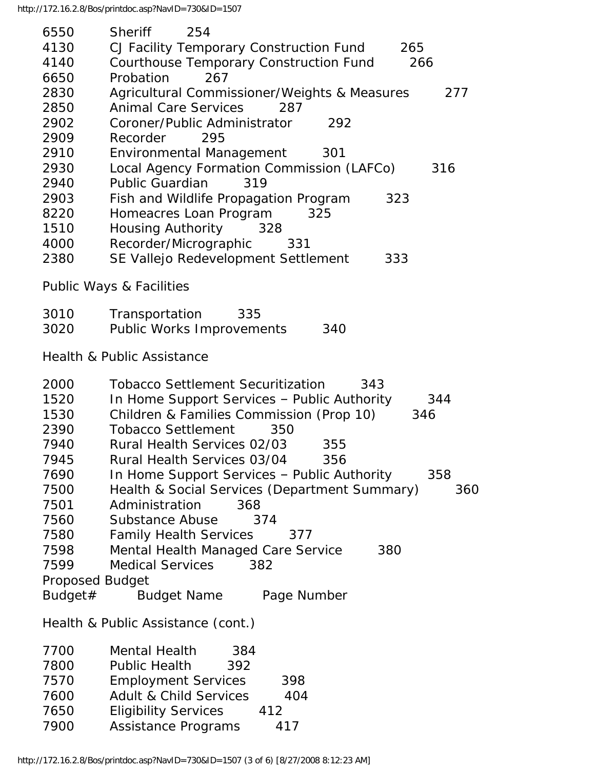| | | |
|---|---|---|
| 6550 | Sheriff | 254 |
| 4130 | CJ Facility Temporary Construction Fund | 265 |
| 4140 | Courthouse Temporary Construction Fund | 266 |
| 6650 | Probation | 267 |
| 2830 | Agricultural Commissioner/Weights & Measures | 277 |
| 2850 | Animal Care Services | 287 |
| 2902 | Coroner/Public Administrator | 292 |
| 2909 | Recorder | 295 |
| 2910 | Environmental Management | 301 |
| 2930 | Local Agency Formation Commission (LAFCo) | 316 |
| 2940 | Public Guardian | 319 |
| 2903 | Fish and Wildlife Propagation Program | 323 |
| 8220 | Homeacres Loan Program | 325 |
| 1510 | Housing Authority | 328 |
| 4000 | Recorder/Micrographic | 331 |
| 2380 | SE Vallejo Redevelopment Settlement | 333 |

Public Ways & Facilities

| | | |
|---|---|---|
| 3010 | Transportation | 335 |
| 3020 | Public Works Improvements | 340 |

Health & Public Assistance

| | | |
|---|---|---|
| 2000 | Tobacco Settlement Securitization | 343 |
| 1520 | In Home Support Services – Public Authority | 344 |
| 1530 | Children & Families Commission (Prop 10) | 346 |
| 2390 | Tobacco Settlement | 350 |
| 7940 | Rural Health Services 02/03 | 355 |
| 7945 | Rural Health Services 03/04 | 356 |
| 7690 | In Home Support Services – Public Authority | 358 |
| 7500 | Health & Social Services (Department Summary) | 360 |
| 7501 | Administration | 368 |
| 7560 | Substance Abuse | 374 |
| 7580 | Family Health Services | 377 |
| 7598 | Mental Health Managed Care Service | 380 |
| 7599 | Medical Services | 382 |

Proposed Budget

| Budget# | Budget Name | Page Number |
|---|---|---|

Health & Public Assistance (cont.)

| | | |
|---|---|---|
| 7700 | Mental Health | 384 |
| 7800 | Public Health | 392 |
| 7570 | Employment Services | 398 |
| 7600 | Adult & Child Services | 404 |
| 7650 | Eligibility Services | 412 |
| 7900 | Assistance Programs | 417 |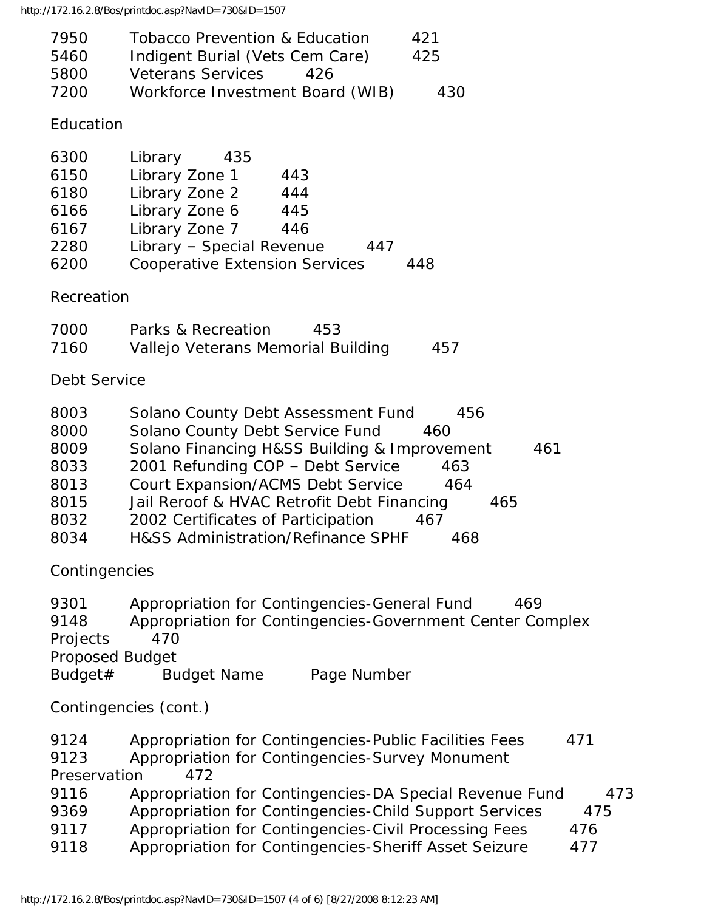| Budget# | Budget Name | Page Number |
|---|---|---|
| 7950 | Tobacco Prevention & Education | 421 |
| 5460 | Indigent Burial (Vets Cem Care) | 425 |
| 5800 | Veterans Services | 426 |
| 7200 | Workforce Investment Board (WIB) | 430 |

Education

| Budget# | Budget Name | Page Number |
|---|---|---|
| 6300 | Library | 435 |
| 6150 | Library Zone 1 | 443 |
| 6180 | Library Zone 2 | 444 |
| 6166 | Library Zone 6 | 445 |
| 6167 | Library Zone 7 | 446 |
| 2280 | Library – Special Revenue | 447 |
| 6200 | Cooperative Extension Services | 448 |

Recreation

| Budget# | Budget Name | Page Number |
|---|---|---|
| 7000 | Parks & Recreation | 453 |
| 7160 | Vallejo Veterans Memorial Building | 457 |

Debt Service

| Budget# | Budget Name | Page Number |
|---|---|---|
| 8003 | Solano County Debt Assessment Fund | 456 |
| 8000 | Solano County Debt Service Fund | 460 |
| 8009 | Solano Financing H&SS Building & Improvement | 461 |
| 8033 | 2001 Refunding COP – Debt Service | 463 |
| 8013 | Court Expansion/ACMS Debt Service | 464 |
| 8015 | Jail Reroof & HVAC Retrofit Debt Financing | 465 |
| 8032 | 2002 Certificates of Participation | 467 |
| 8034 | H&SS Administration/Refinance SPHF | 468 |

Contingencies

| Budget# | Budget Name | Page Number |
|---|---|---|
| 9301 | Appropriation for Contingencies-General Fund | 469 |
| 9148 | Appropriation for Contingencies-Government Center Complex Projects | 470 |

Proposed Budget

Contingencies (cont.)

| Budget# | Budget Name | Page Number |
|---|---|---|
| 9124 | Appropriation for Contingencies-Public Facilities Fees | 471 |
| 9123 | Appropriation for Contingencies-Survey Monument Preservation | 472 |
| 9116 | Appropriation for Contingencies-DA Special Revenue Fund | 473 |
| 9369 | Appropriation for Contingencies-Child Support Services | 475 |
| 9117 | Appropriation for Contingencies-Civil Processing Fees | 476 |
| 9118 | Appropriation for Contingencies-Sheriff Asset Seizure | 477 |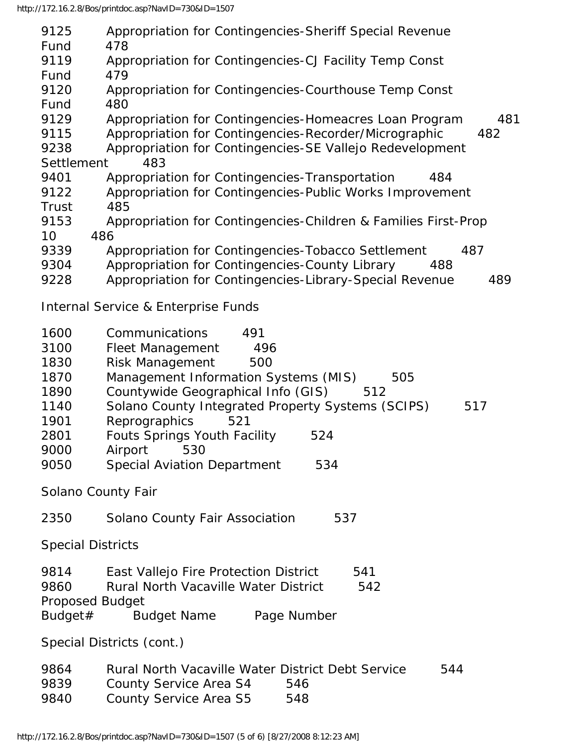| Budget# | Budget Name | Page Number |
|---|---|---|
| 9125 | Appropriation for Contingencies-Sheriff Special Revenue Fund | 478 |
| 9119 | Appropriation for Contingencies-CJ Facility Temp Const Fund | 479 |
| 9120 | Appropriation for Contingencies-Courthouse Temp Const Fund | 480 |
| 9129 | Appropriation for Contingencies-Homeacres Loan Program | 481 |
| 9115 | Appropriation for Contingencies-Recorder/Micrographic | 482 |
| 9238 | Appropriation for Contingencies-SE Vallejo Redevelopment Settlement | 483 |
| 9401 | Appropriation for Contingencies-Transportation | 484 |
| 9122 | Appropriation for Contingencies-Public Works Improvement Trust | 485 |
| 9153 | Appropriation for Contingencies-Children & Families First-Prop 10 | 486 |
| 9339 | Appropriation for Contingencies-Tobacco Settlement | 487 |
| 9304 | Appropriation for Contingencies-County Library | 488 |
| 9228 | Appropriation for Contingencies-Library-Special Revenue | 489 |

Internal Service & Enterprise Funds

| Budget# | Budget Name | Page Number |
|---|---|---|
| 1600 | Communications | 491 |
| 3100 | Fleet Management | 496 |
| 1830 | Risk Management | 500 |
| 1870 | Management Information Systems (MIS) | 505 |
| 1890 | Countywide Geographical Info (GIS) | 512 |
| 1140 | Solano County Integrated Property Systems (SCIPS) | 517 |
| 1901 | Reprographics | 521 |
| 2801 | Fouts Springs Youth Facility | 524 |
| 9000 | Airport | 530 |
| 9050 | Special Aviation Department | 534 |

Solano County Fair

| Budget# | Budget Name | Page Number |
|---|---|---|
| 2350 | Solano County Fair Association | 537 |

Special Districts

| Budget# | Budget Name | Page Number |
|---|---|---|
| 9814 | East Vallejo Fire Protection District | 541 |
| 9860 | Rural North Vacaville Water District | 542 |

Proposed Budget

Special Districts (cont.)

| Budget# | Budget Name | Page Number |
|---|---|---|
| 9864 | Rural North Vacaville Water District Debt Service | 544 |
| 9839 | County Service Area S4 | 546 |
| 9840 | County Service Area S5 | 548 |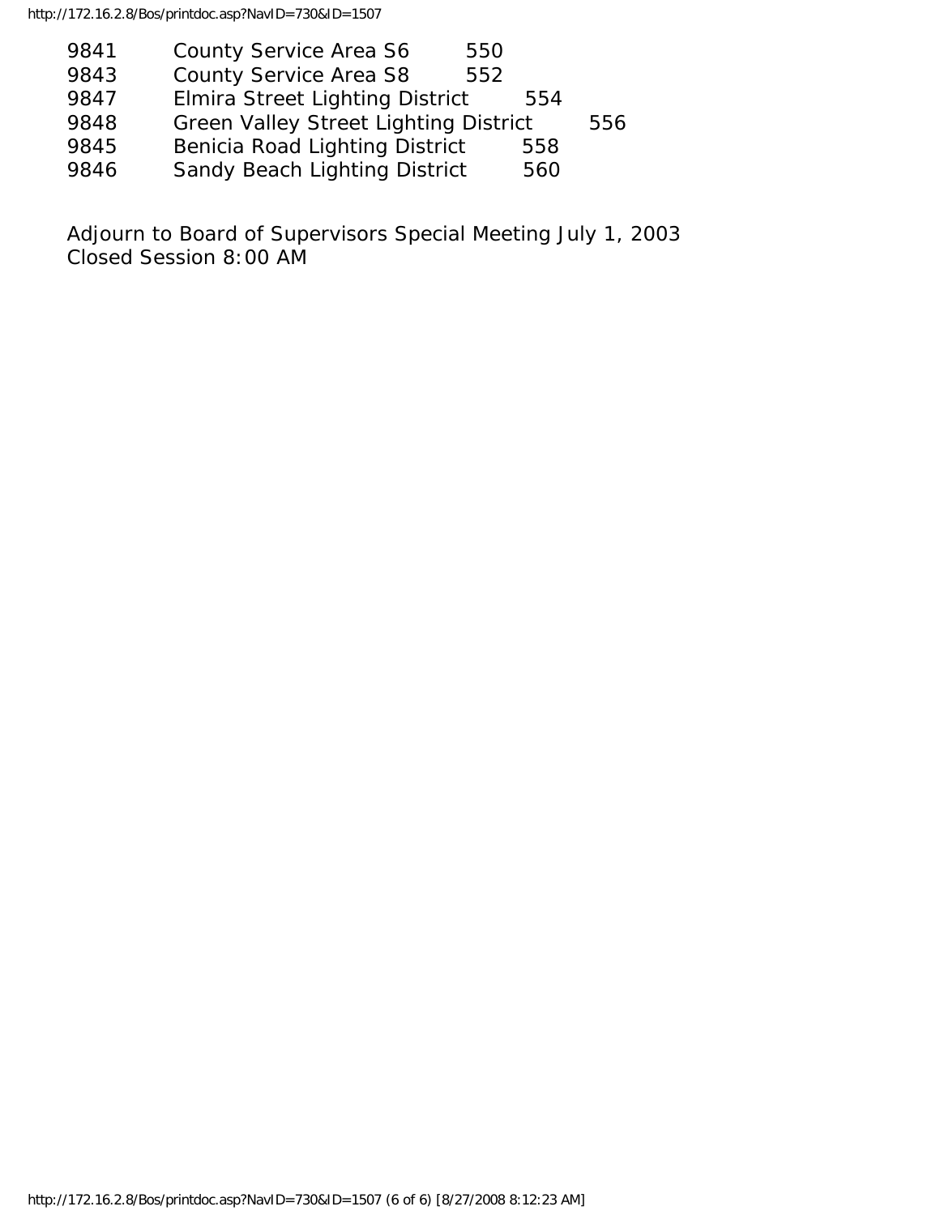| | | |
|---|---|---|
| 9841 | County Service Area S6 | 550 |
| 9843 | County Service Area S8 | 552 |
| 9847 | Elmira Street Lighting District | 554 |
| 9848 | Green Valley Street Lighting District | 556 |
| 9845 | Benicia Road Lighting District | 558 |
| 9846 | Sandy Beach Lighting District | 560 |

Adjourn to Board of Supervisors Special Meeting July 1, 2003
Closed Session 8:00 AM